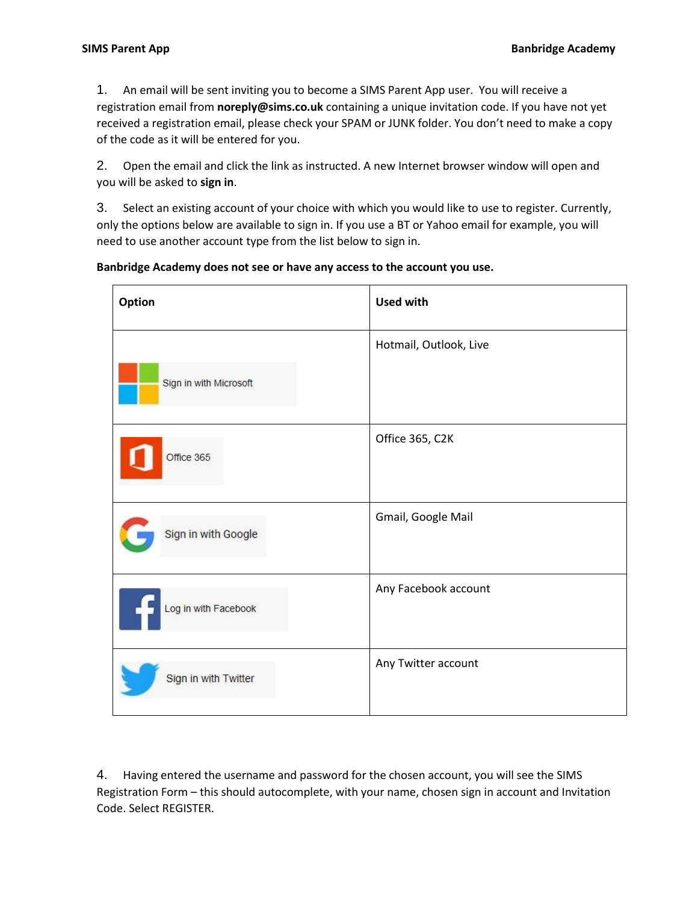1. An email will be sent inviting you to become a SIMS Parent App user. You will receive a registration email from **noreply@sims.co.uk** containing a unique invitation code. If you have not yet received a registration email, please check your SPAM or JUNK folder. You don't need to make a copy of the code as it will be entered for you.

2. Open the email and click the link as instructed. A new Internet browser window will open and you will be asked to **sign in**.

3. Select an existing account of your choice with which you would like to use to register. Currently, only the options below are available to sign in. If you use a BT or Yahoo email for example, you will need to use another account type from the list below to sign in.

**Banbridge Academy does not see or have any access to the account you use.**

| Option | Used with |
| --- | --- |
| Sign in with Microsoft | Hotmail, Outlook, Live |
| Office 365 | Office 365, C2K |
| Sign in with Google | Gmail, Google Mail |
| Log in with Facebook | Any Facebook account |
| Sign in with Twitter | Any Twitter account |

4. Having entered the username and password for the chosen account, you will see the SIMS Registration Form – this should autocomplete, with your name, chosen sign in account and Invitation Code. Select REGISTER.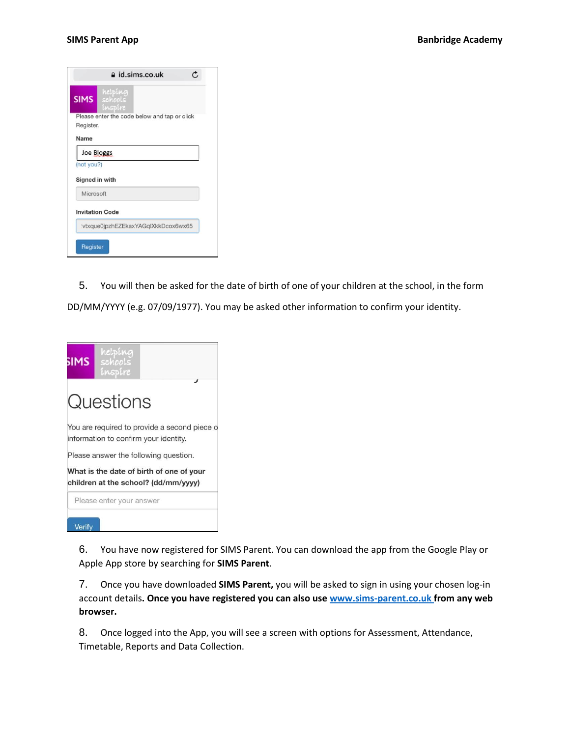5. You will then be asked for the date of birth of one of your children at the school, in the form DD/MM/YYYY (e.g. 07/09/1977). You may be asked other information to confirm your identity.

6. You have now registered for SIMS Parent. You can download the app from the Google Play or Apple App store by searching for **SIMS Parent**.

7. Once you have downloaded **SIMS Parent,** you will be asked to sign in using your chosen log-in account details**. Once you have registered you can also use [www.sims-parent.co.uk](http://www.sims-parent.co.uk) from any web browser.**

8. Once logged into the App, you will see a screen with options for Assessment, Attendance, Timetable, Reports and Data Collection.